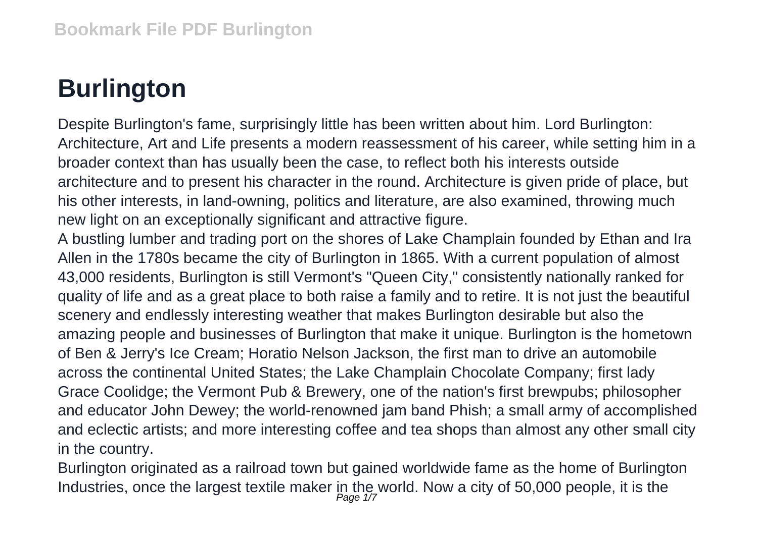# Burlington

Despite Burlington's fame, surprisingly little has been written about him. Lord Burlington: Architecture, Art and Life presents a modern reassessment of his career, while setting him in a broader context than has usually been the case, to reflect both his interests outside architecture and to present his character in the round. Architecture is given pride of place, but his other interests, in land-owning, politics and literature, are also examined, throwing much new light on an exceptionally significant and attractive figure.

A bustling lumber and trading port on the shores of Lake Champlain founded by Ethan and Ira Allen in the 1780s became the city of Burlington in 1865. With a current population of almost 43,000 residents, Burlington is still Vermont's "Queen City," consistently nationally ranked for quality of life and as a great place to both raise a family and to retire. It is not just the beautiful scenery and endlessly interesting weather that makes Burlington desirable but also the amazing people and businesses of Burlington that make it unique. Burlington is the hometown of Ben & Jerry's Ice Cream; Horatio Nelson Jackson, the first man to drive an automobile across the continental United States; the Lake Champlain Chocolate Company; first lady Grace Coolidge; the Vermont Pub & Brewery, one of the nation's first brewpubs; philosopher and educator John Dewey; the world-renowned jam band Phish; a small army of accomplished and eclectic artists; and more interesting coffee and tea shops than almost any other small city in the country.

Burlington originated as a railroad town but gained worldwide fame as the home of Burlington Industries, once the largest textile maker in the world. Now a city of 50,000 people, it is the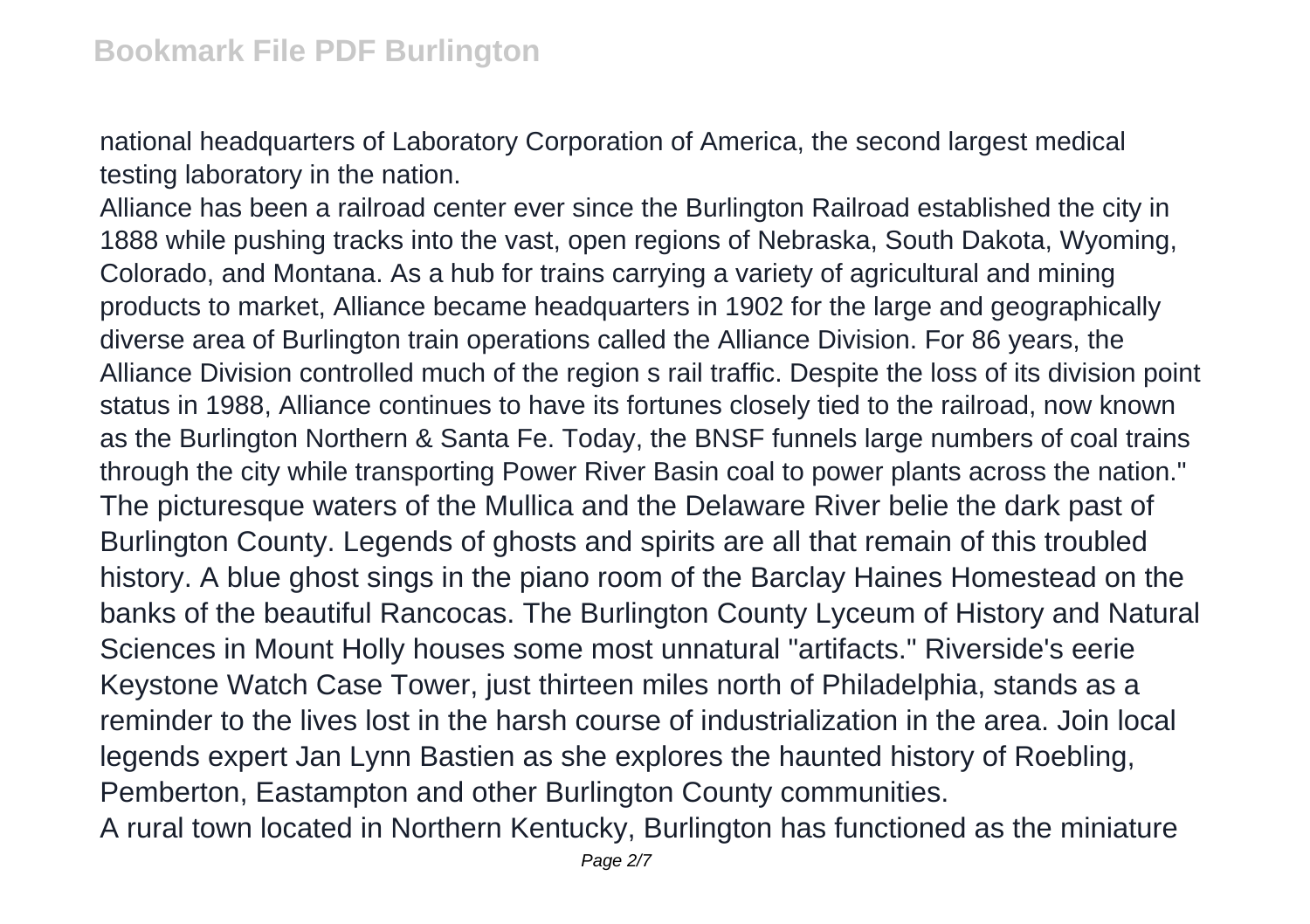national headquarters of Laboratory Corporation of America, the second largest medical testing laboratory in the nation.

Alliance has been a railroad center ever since the Burlington Railroad established the city in 1888 while pushing tracks into the vast, open regions of Nebraska, South Dakota, Wyoming, Colorado, and Montana. As a hub for trains carrying a variety of agricultural and mining products to market, Alliance became headquarters in 1902 for the large and geographically diverse area of Burlington train operations called the Alliance Division. For 86 years, the Alliance Division controlled much of the region s rail traffic. Despite the loss of its division point status in 1988, Alliance continues to have its fortunes closely tied to the railroad, now known as the Burlington Northern & Santa Fe. Today, the BNSF funnels large numbers of coal trains through the city while transporting Power River Basin coal to power plants across the nation."

The picturesque waters of the Mullica and the Delaware River belie the dark past of Burlington County. Legends of ghosts and spirits are all that remain of this troubled history. A blue ghost sings in the piano room of the Barclay Haines Homestead on the banks of the beautiful Rancocas. The Burlington County Lyceum of History and Natural Sciences in Mount Holly houses some most unnatural "artifacts." Riverside's eerie Keystone Watch Case Tower, just thirteen miles north of Philadelphia, stands as a reminder to the lives lost in the harsh course of industrialization in the area. Join local legends expert Jan Lynn Bastien as she explores the haunted history of Roebling, Pemberton, Eastampton and other Burlington County communities.

A rural town located in Northern Kentucky, Burlington has functioned as the miniature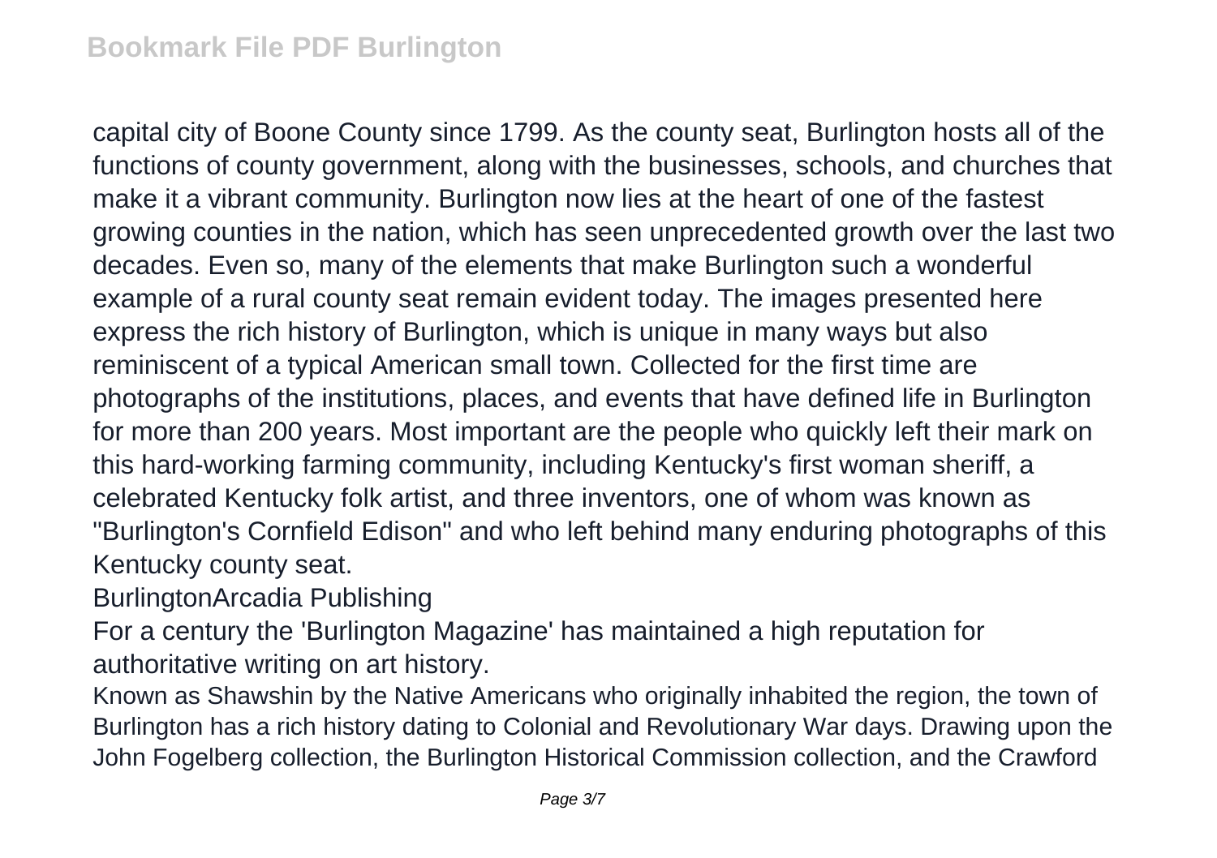capital city of Boone County since 1799. As the county seat, Burlington hosts all of the functions of county government, along with the businesses, schools, and churches that make it a vibrant community. Burlington now lies at the heart of one of the fastest growing counties in the nation, which has seen unprecedented growth over the last two decades. Even so, many of the elements that make Burlington such a wonderful example of a rural county seat remain evident today. The images presented here express the rich history of Burlington, which is unique in many ways but also reminiscent of a typical American small town. Collected for the first time are photographs of the institutions, places, and events that have defined life in Burlington for more than 200 years. Most important are the people who quickly left their mark on this hard-working farming community, including Kentucky's first woman sheriff, a celebrated Kentucky folk artist, and three inventors, one of whom was known as "Burlington's Cornfield Edison" and who left behind many enduring photographs of this Kentucky county seat.

BurlingtonArcadia Publishing

For a century the 'Burlington Magazine' has maintained a high reputation for authoritative writing on art history.

Known as Shawshin by the Native Americans who originally inhabited the region, the town of Burlington has a rich history dating to Colonial and Revolutionary War days. Drawing upon the John Fogelberg collection, the Burlington Historical Commission collection, and the Crawford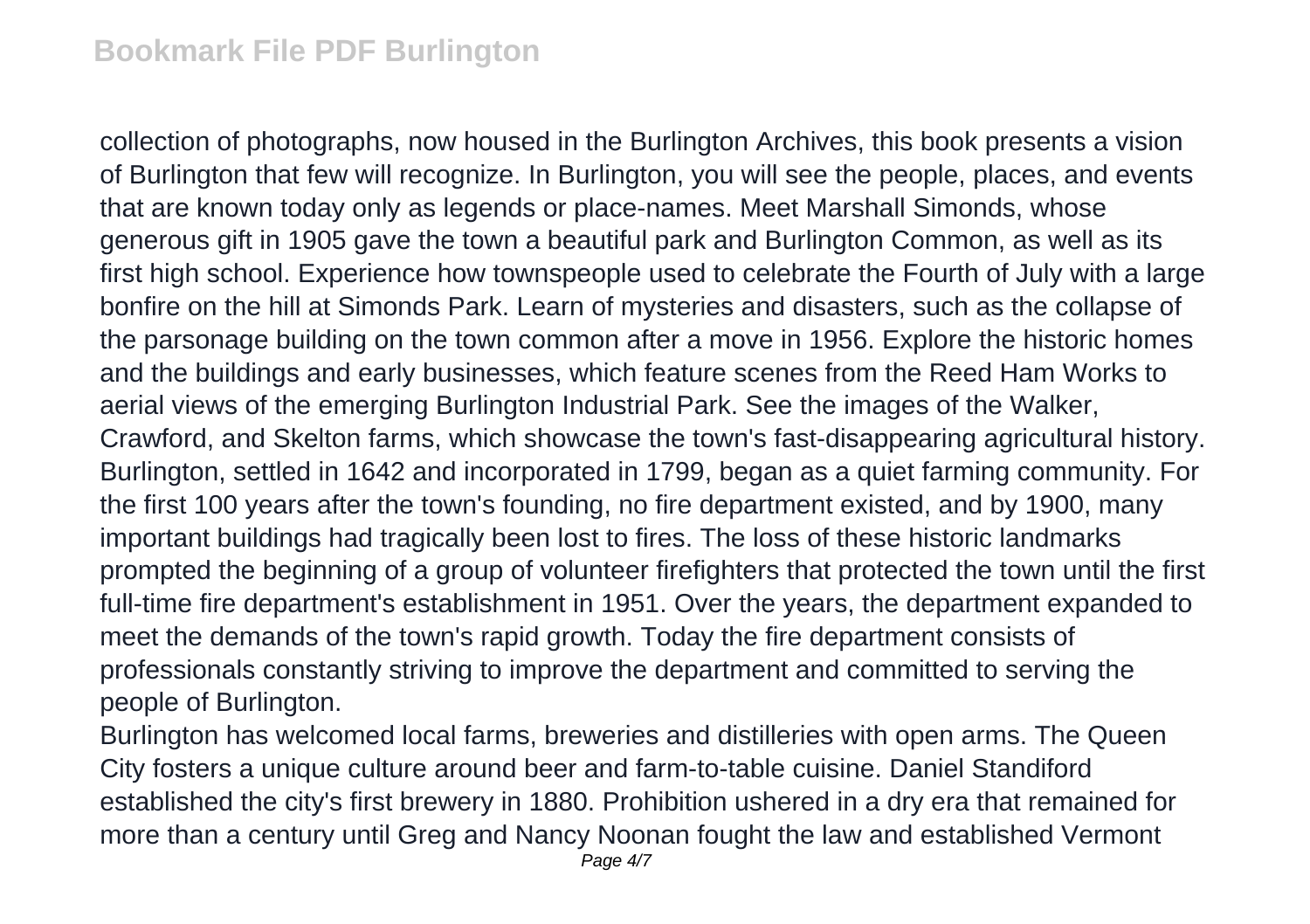collection of photographs, now housed in the Burlington Archives, this book presents a vision of Burlington that few will recognize. In Burlington, you will see the people, places, and events that are known today only as legends or place-names. Meet Marshall Simonds, whose generous gift in 1905 gave the town a beautiful park and Burlington Common, as well as its first high school. Experience how townspeople used to celebrate the Fourth of July with a large bonfire on the hill at Simonds Park. Learn of mysteries and disasters, such as the collapse of the parsonage building on the town common after a move in 1956. Explore the historic homes and the buildings and early businesses, which feature scenes from the Reed Ham Works to aerial views of the emerging Burlington Industrial Park. See the images of the Walker, Crawford, and Skelton farms, which showcase the town's fast-disappearing agricultural history. Burlington, settled in 1642 and incorporated in 1799, began as a quiet farming community. For the first 100 years after the town's founding, no fire department existed, and by 1900, many important buildings had tragically been lost to fires. The loss of these historic landmarks prompted the beginning of a group of volunteer firefighters that protected the town until the first full-time fire department's establishment in 1951. Over the years, the department expanded to meet the demands of the town's rapid growth. Today the fire department consists of professionals constantly striving to improve the department and committed to serving the people of Burlington.

Burlington has welcomed local farms, breweries and distilleries with open arms. The Queen City fosters a unique culture around beer and farm-to-table cuisine. Daniel Standiford established the city's first brewery in 1880. Prohibition ushered in a dry era that remained for more than a century until Greg and Nancy Noonan fought the law and established Vermont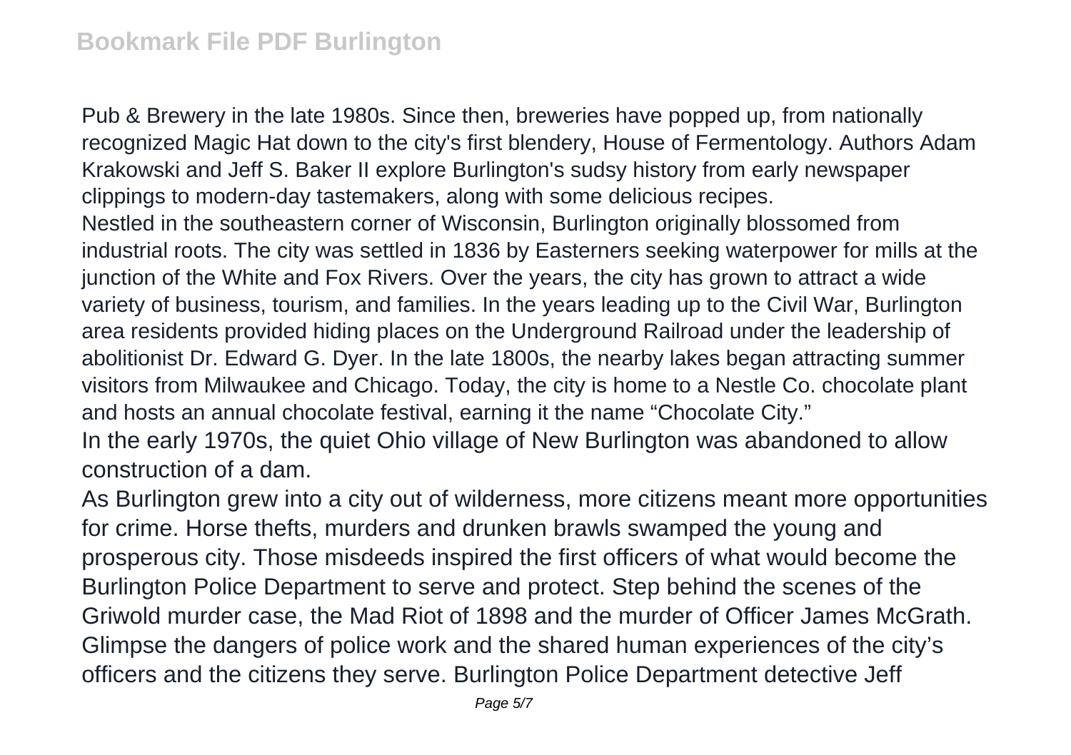Pub & Brewery in the late 1980s. Since then, breweries have popped up, from nationally recognized Magic Hat down to the city's first blendery, House of Fermentology. Authors Adam Krakowski and Jeff S. Baker II explore Burlington's sudsy history from early newspaper clippings to modern-day tastemakers, along with some delicious recipes.

Nestled in the southeastern corner of Wisconsin, Burlington originally blossomed from industrial roots. The city was settled in 1836 by Easterners seeking waterpower for mills at the junction of the White and Fox Rivers. Over the years, the city has grown to attract a wide variety of business, tourism, and families. In the years leading up to the Civil War, Burlington area residents provided hiding places on the Underground Railroad under the leadership of abolitionist Dr. Edward G. Dyer. In the late 1800s, the nearby lakes began attracting summer visitors from Milwaukee and Chicago. Today, the city is home to a Nestle Co. chocolate plant and hosts an annual chocolate festival, earning it the name "Chocolate City."

In the early 1970s, the quiet Ohio village of New Burlington was abandoned to allow construction of a dam.

As Burlington grew into a city out of wilderness, more citizens meant more opportunities for crime. Horse thefts, murders and drunken brawls swamped the young and prosperous city. Those misdeeds inspired the first officers of what would become the Burlington Police Department to serve and protect. Step behind the scenes of the Griwold murder case, the Mad Riot of 1898 and the murder of Officer James McGrath. Glimpse the dangers of police work and the shared human experiences of the city's officers and the citizens they serve. Burlington Police Department detective Jeff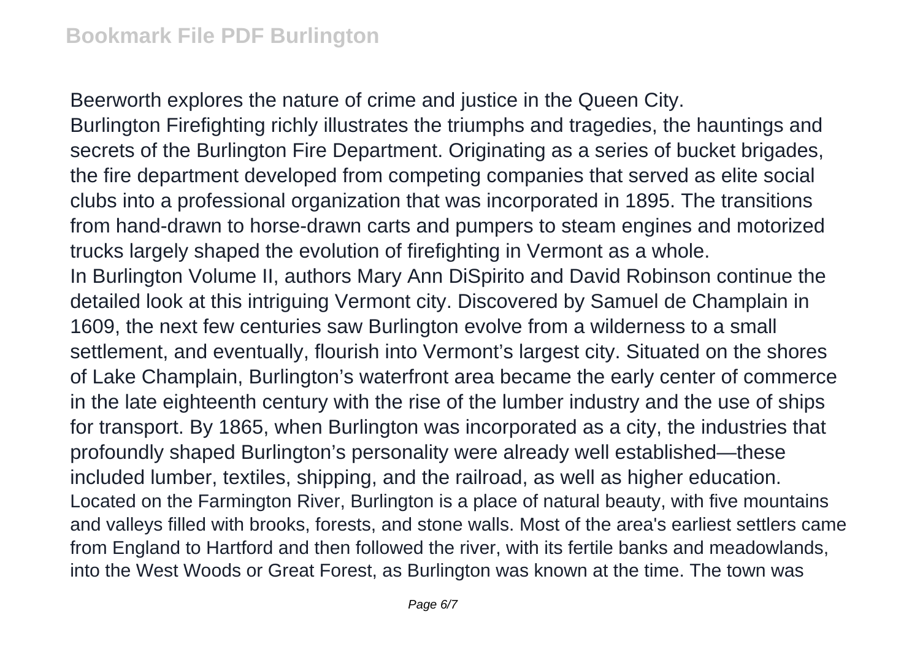Beerworth explores the nature of crime and justice in the Queen City.

Burlington Firefighting richly illustrates the triumphs and tragedies, the hauntings and secrets of the Burlington Fire Department. Originating as a series of bucket brigades, the fire department developed from competing companies that served as elite social clubs into a professional organization that was incorporated in 1895. The transitions from hand-drawn to horse-drawn carts and pumpers to steam engines and motorized trucks largely shaped the evolution of firefighting in Vermont as a whole.

In Burlington Volume II, authors Mary Ann DiSpirito and David Robinson continue the detailed look at this intriguing Vermont city. Discovered by Samuel de Champlain in 1609, the next few centuries saw Burlington evolve from a wilderness to a small settlement, and eventually, flourish into Vermont's largest city. Situated on the shores of Lake Champlain, Burlington's waterfront area became the early center of commerce in the late eighteenth century with the rise of the lumber industry and the use of ships for transport. By 1865, when Burlington was incorporated as a city, the industries that profoundly shaped Burlington's personality were already well established—these included lumber, textiles, shipping, and the railroad, as well as higher education.

Located on the Farmington River, Burlington is a place of natural beauty, with five mountains and valleys filled with brooks, forests, and stone walls. Most of the area's earliest settlers came from England to Hartford and then followed the river, with its fertile banks and meadowlands, into the West Woods or Great Forest, as Burlington was known at the time. The town was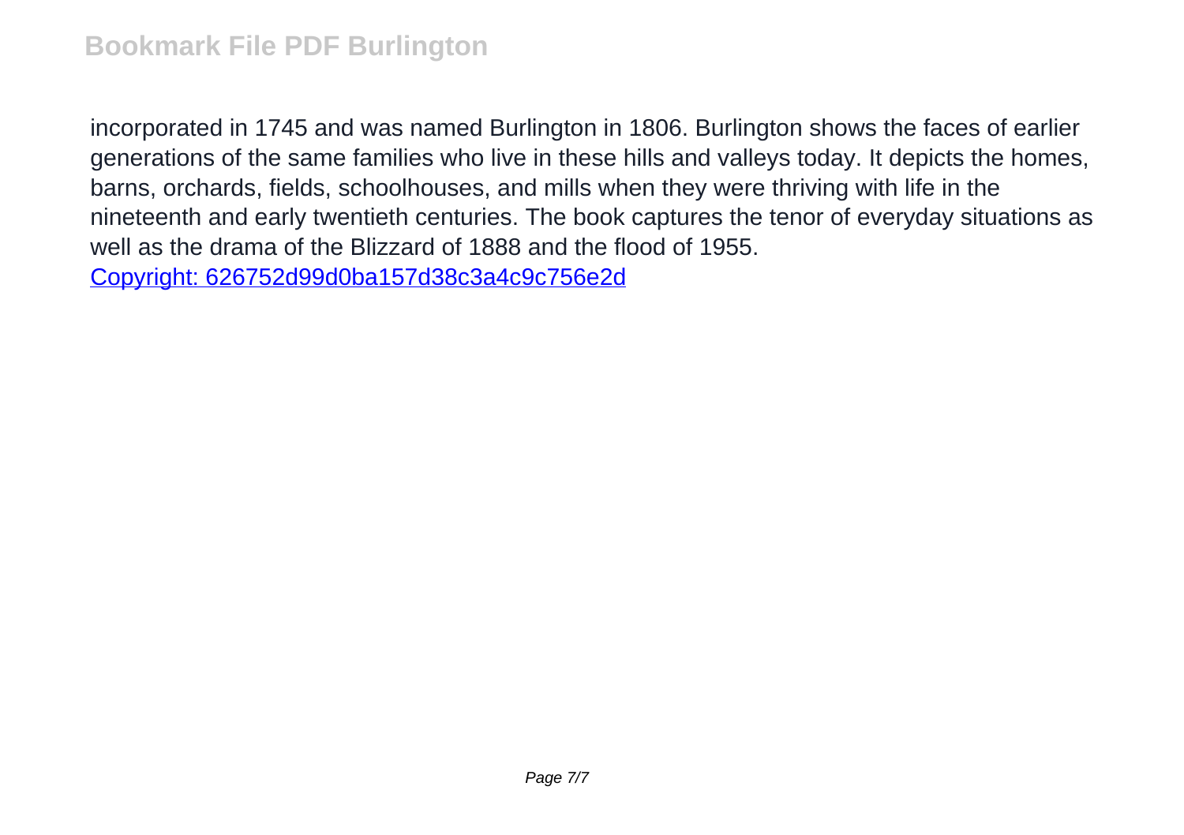incorporated in 1745 and was named Burlington in 1806. Burlington shows the faces of earlier generations of the same families who live in these hills and valleys today. It depicts the homes, barns, orchards, fields, schoolhouses, and mills when they were thriving with life in the nineteenth and early twentieth centuries. The book captures the tenor of everyday situations as well as the drama of the Blizzard of 1888 and the flood of 1955.

Copyright: 626752d99d0ba157d38c3a4c9c756e2d